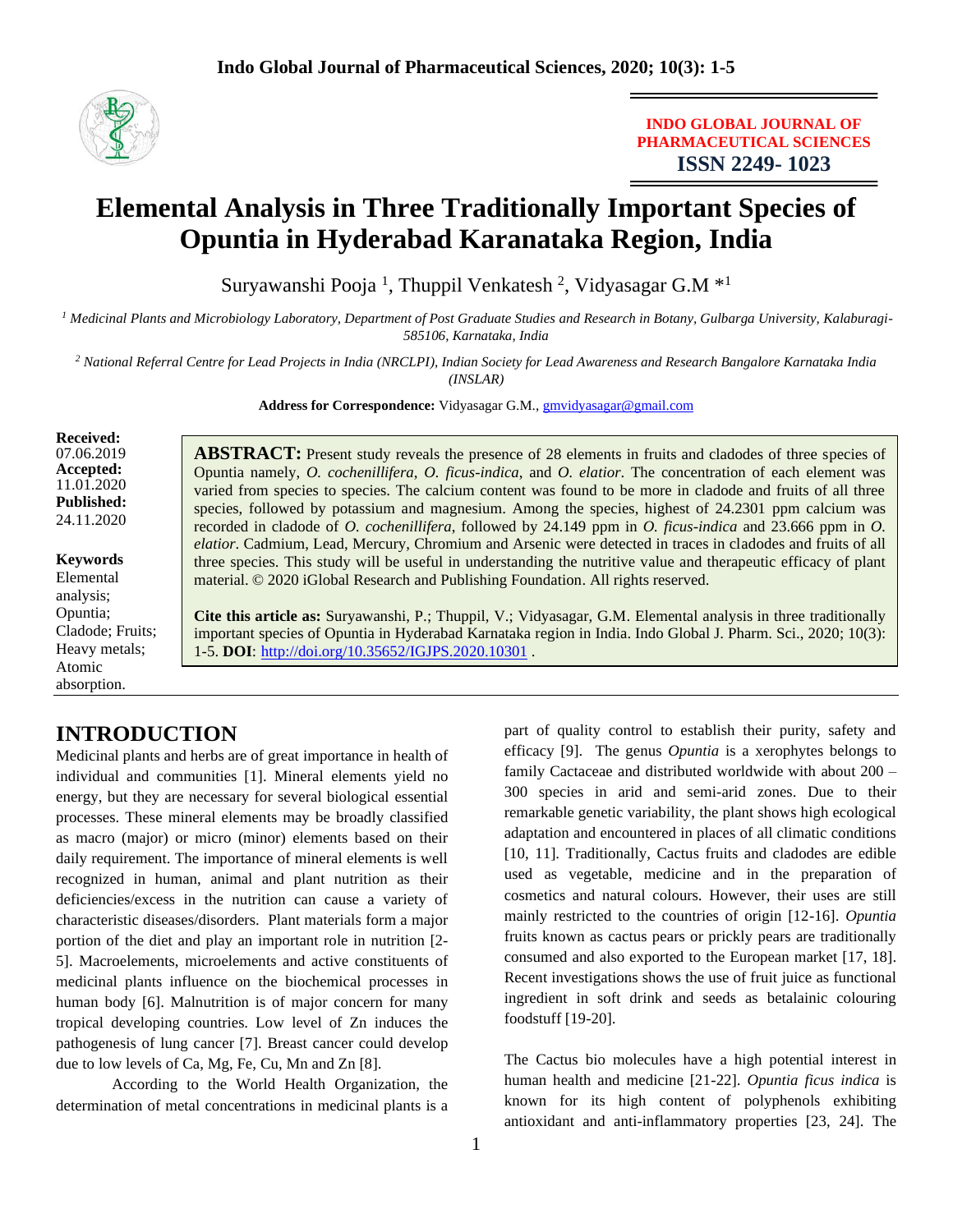INDO GLOBAL JOURNAL OF PHARMACEUTICAL SCIENCES
**ISSN 2249- 1023**

# Elemental Analysis in Three Traditionally Important Species of Opuntia in Hyderabad Karanataka Region, India

Suryawanshi Pooja [1], Thuppil Venkatesh [2], Vidyasagar G.M *[1]

[1] *Medicinal Plants and Microbiology Laboratory, Department of Post Graduate Studies and Research in Botany, Gulbarga University, Kalaburagi-585106, Karnataka, India*

[2] *National Referral Centre for Lead Projects in India (NRCLPI), Indian Society for Lead Awareness and Research Bangalore Karnataka India (INSLAR)*

**Address for Correspondence:** Vidyasagar G.M., gmvidyasagar@gmail.com

**Received:** 07.06.2019
**Accepted:** 11.01.2020
**Published:** 24.11.2020

**Keywords**
Elemental analysis; Opuntia; Cladode; Fruits; Heavy metals; Atomic absorption.

**ABSTRACT:** Present study reveals the presence of 28 elements in fruits and cladodes of three species of Opuntia namely, *O. cochenillifera*, *O. ficus-indica*, and *O. elatior*. The concentration of each element was varied from species to species. The calcium content was found to be more in cladode and fruits of all three species, followed by potassium and magnesium. Among the species, highest of 24.2301 ppm calcium was recorded in cladode of *O. cochenillifera*, followed by 24.149 ppm in *O. ficus-indica* and 23.666 ppm in *O. elatior*. Cadmium, Lead, Mercury, Chromium and Arsenic were detected in traces in cladodes and fruits of all three species. This study will be useful in understanding the nutritive value and therapeutic efficacy of plant material. © 2020 iGlobal Research and Publishing Foundation. All rights reserved.

**Cite this article as:** Suryawanshi, P.; Thuppil, V.; Vidyasagar, G.M. Elemental analysis in three traditionally important species of Opuntia in Hyderabad Karnataka region in India. Indo Global J. Pharm. Sci., 2020; 10(3): 1-5. **DOI**: http://doi.org/10.35652/IGJPS.2020.10301 .

## INTRODUCTION

Medicinal plants and herbs are of great importance in health of individual and communities [1]. Mineral elements yield no energy, but they are necessary for several biological essential processes. These mineral elements may be broadly classified as macro (major) or micro (minor) elements based on their daily requirement. The importance of mineral elements is well recognized in human, animal and plant nutrition as their deficiencies/excess in the nutrition can cause a variety of characteristic diseases/disorders. Plant materials form a major portion of the diet and play an important role in nutrition [2-5]. Macroelements, microelements and active constituents of medicinal plants influence on the biochemical processes in human body [6]. Malnutrition is of major concern for many tropical developing countries. Low level of Zn induces the pathogenesis of lung cancer [7]. Breast cancer could develop due to low levels of Ca, Mg, Fe, Cu, Mn and Zn [8].

According to the World Health Organization, the determination of metal concentrations in medicinal plants is a part of quality control to establish their purity, safety and efficacy [9]. The genus *Opuntia* is a xerophytes belongs to family Cactaceae and distributed worldwide with about 200 – 300 species in arid and semi-arid zones. Due to their remarkable genetic variability, the plant shows high ecological adaptation and encountered in places of all climatic conditions [10, 11]. Traditionally, Cactus fruits and cladodes are edible used as vegetable, medicine and in the preparation of cosmetics and natural colours. However, their uses are still mainly restricted to the countries of origin [12-16]. *Opuntia* fruits known as cactus pears or prickly pears are traditionally consumed and also exported to the European market [17, 18]. Recent investigations shows the use of fruit juice as functional ingredient in soft drink and seeds as betalainic colouring foodstuff [19-20].

The Cactus bio molecules have a high potential interest in human health and medicine [21-22]. *Opuntia ficus indica* is known for its high content of polyphenols exhibiting antioxidant and anti-inflammatory properties [23, 24]. The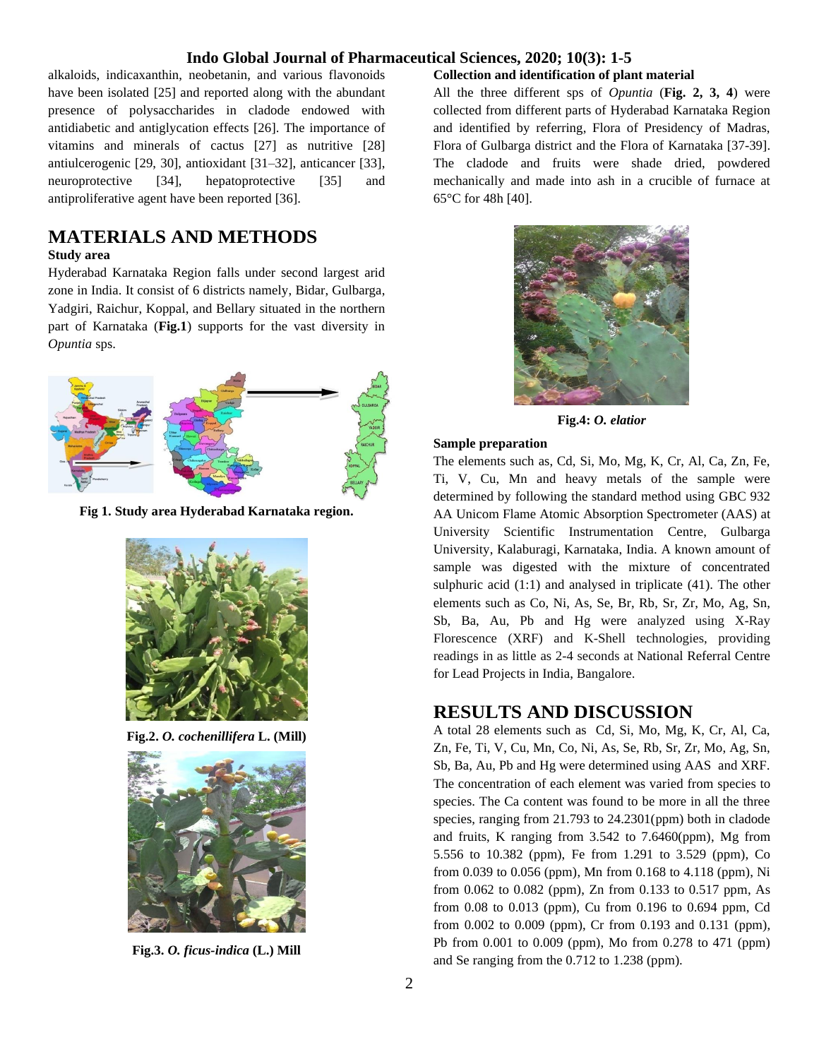alkaloids, indicaxanthin, neobetanin, and various flavonoids have been isolated [25] and reported along with the abundant presence of polysaccharides in cladode endowed with antidiabetic and antiglycation effects [26]. The importance of vitamins and minerals of cactus [27] as nutritive [28] antiulcerogenic [29, 30], antioxidant [31–32], anticancer [33], neuroprotective [34], hepatoprotective [35] and antiproliferative agent have been reported [36].

# MATERIALS AND METHODS

### Study area

Hyderabad Karnataka Region falls under second largest arid zone in India. It consist of 6 districts namely, Bidar, Gulbarga, Yadgiri, Raichur, Koppal, and Bellary situated in the northern part of Karnataka (**Fig.1**) supports for the vast diversity in *Opuntia* sps.

**Fig 1. Study area Hyderabad Karnataka region.**

**Fig.2.** ***O. cochenillifera*** **L. (Mill)**

**Fig.3.** ***O. ficus-indica*** **(L.) Mill**

### Collection and identification of plant material

All the three different sps of *Opuntia* (**Fig. 2, 3, 4**) were collected from different parts of Hyderabad Karnataka Region and identified by referring, Flora of Presidency of Madras, Flora of Gulbarga district and the Flora of Karnataka [37-39]. The cladode and fruits were shade dried, powdered mechanically and made into ash in a crucible of furnace at 65°C for 48h [40].

**Fig.4:** ***O. elatior***

### Sample preparation

The elements such as, Cd, Si, Mo, Mg, K, Cr, Al, Ca, Zn, Fe, Ti, V, Cu, Mn and heavy metals of the sample were determined by following the standard method using GBC 932 AA Unicom Flame Atomic Absorption Spectrometer (AAS) at University Scientific Instrumentation Centre, Gulbarga University, Kalaburagi, Karnataka, India. A known amount of sample was digested with the mixture of concentrated sulphuric acid (1:1) and analysed in triplicate (41). The other elements such as Co, Ni, As, Se, Br, Rb, Sr, Zr, Mo, Ag, Sn, Sb, Ba, Au, Pb and Hg were analyzed using X-Ray Florescence (XRF) and K-Shell technologies, providing readings in as little as 2-4 seconds at National Referral Centre for Lead Projects in India, Bangalore.

# RESULTS AND DISCUSSION

A total 28 elements such as Cd, Si, Mo, Mg, K, Cr, Al, Ca, Zn, Fe, Ti, V, Cu, Mn, Co, Ni, As, Se, Rb, Sr, Zr, Mo, Ag, Sn, Sb, Ba, Au, Pb and Hg were determined using AAS and XRF. The concentration of each element was varied from species to species. The Ca content was found to be more in all the three species, ranging from 21.793 to 24.2301(ppm) both in cladode and fruits, K ranging from 3.542 to 7.6460(ppm), Mg from 5.556 to 10.382 (ppm), Fe from 1.291 to 3.529 (ppm), Co from 0.039 to 0.056 (ppm), Mn from 0.168 to 4.118 (ppm), Ni from 0.062 to 0.082 (ppm), Zn from 0.133 to 0.517 ppm, As from 0.08 to 0.013 (ppm), Cu from 0.196 to 0.694 ppm, Cd from 0.002 to 0.009 (ppm), Cr from 0.193 and 0.131 (ppm), Pb from 0.001 to 0.009 (ppm), Mo from 0.278 to 471 (ppm) and Se ranging from the 0.712 to 1.238 (ppm).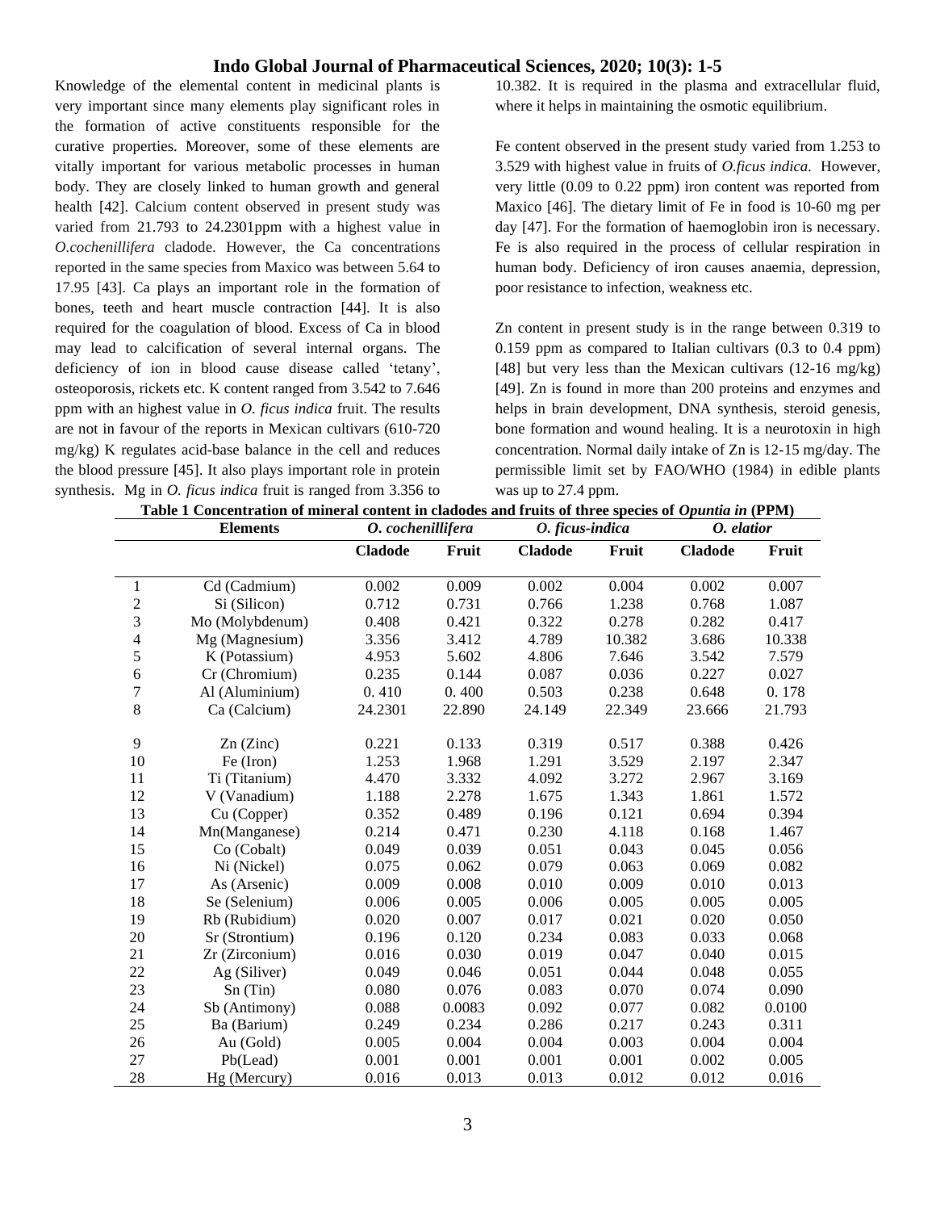Knowledge of the elemental content in medicinal plants is very important since many elements play significant roles in the formation of active constituents responsible for the curative properties. Moreover, some of these elements are vitally important for various metabolic processes in human body. They are closely linked to human growth and general health [42]. Calcium content observed in present study was varied from 21.793 to 24.2301ppm with a highest value in *O.cochenillifera* cladode. However, the Ca concentrations reported in the same species from Maxico was between 5.64 to 17.95 [43]. Ca plays an important role in the formation of bones, teeth and heart muscle contraction [44]. It is also required for the coagulation of blood. Excess of Ca in blood may lead to calcification of several internal organs. The deficiency of ion in blood cause disease called 'tetany', osteoporosis, rickets etc. K content ranged from 3.542 to 7.646 ppm with an highest value in *O. ficus indica* fruit. The results are not in favour of the reports in Mexican cultivars (610-720 mg/kg) K regulates acid-base balance in the cell and reduces the blood pressure [45]. It also plays important role in protein synthesis. Mg in *O. ficus indica* fruit is ranged from 3.356 to 10.382. It is required in the plasma and extracellular fluid, where it helps in maintaining the osmotic equilibrium.

Fe content observed in the present study varied from 1.253 to 3.529 with highest value in fruits of *O.ficus indica*. However, very little (0.09 to 0.22 ppm) iron content was reported from Maxico [46]. The dietary limit of Fe in food is 10-60 mg per day [47]. For the formation of haemoglobin iron is necessary. Fe is also required in the process of cellular respiration in human body. Deficiency of iron causes anaemia, depression, poor resistance to infection, weakness etc.

Zn content in present study is in the range between 0.319 to 0.159 ppm as compared to Italian cultivars (0.3 to 0.4 ppm) [48] but very less than the Mexican cultivars (12-16 mg/kg) [49]. Zn is found in more than 200 proteins and enzymes and helps in brain development, DNA synthesis, steroid genesis, bone formation and wound healing. It is a neurotoxin in high concentration. Normal daily intake of Zn is 12-15 mg/day. The permissible limit set by FAO/WHO (1984) in edible plants was up to 27.4 ppm.

**Table 1 Concentration of mineral content in cladodes and fruits of three species of *Opuntia in* (PPM)**

| | Elements | *O. cochenillifera* | | *O. ficus-indica* | | *O. elatior* | |
|---|---|---|---|---|---|---|---|
| | | **Cladode** | **Fruit** | **Cladode** | **Fruit** | **Cladode** | **Fruit** |
| 1 | Cd (Cadmium) | 0.002 | 0.009 | 0.002 | 0.004 | 0.002 | 0.007 |
| 2 | Si (Silicon) | 0.712 | 0.731 | 0.766 | 1.238 | 0.768 | 1.087 |
| 3 | Mo (Molybdenum) | 0.408 | 0.421 | 0.322 | 0.278 | 0.282 | 0.417 |
| 4 | Mg (Magnesium) | 3.356 | 3.412 | 4.789 | 10.382 | 3.686 | 10.338 |
| 5 | K (Potassium) | 4.953 | 5.602 | 4.806 | 7.646 | 3.542 | 7.579 |
| 6 | Cr (Chromium) | 0.235 | 0.144 | 0.087 | 0.036 | 0.227 | 0.027 |
| 7 | Al (Aluminium) | 0. 410 | 0. 400 | 0.503 | 0.238 | 0.648 | 0. 178 |
| 8 | Ca (Calcium) | 24.2301 | 22.890 | 24.149 | 22.349 | 23.666 | 21.793 |
| 9 | Zn (Zinc) | 0.221 | 0.133 | 0.319 | 0.517 | 0.388 | 0.426 |
| 10 | Fe (Iron) | 1.253 | 1.968 | 1.291 | 3.529 | 2.197 | 2.347 |
| 11 | Ti (Titanium) | 4.470 | 3.332 | 4.092 | 3.272 | 2.967 | 3.169 |
| 12 | V (Vanadium) | 1.188 | 2.278 | 1.675 | 1.343 | 1.861 | 1.572 |
| 13 | Cu (Copper) | 0.352 | 0.489 | 0.196 | 0.121 | 0.694 | 0.394 |
| 14 | Mn(Manganese) | 0.214 | 0.471 | 0.230 | 4.118 | 0.168 | 1.467 |
| 15 | Co (Cobalt) | 0.049 | 0.039 | 0.051 | 0.043 | 0.045 | 0.056 |
| 16 | Ni (Nickel) | 0.075 | 0.062 | 0.079 | 0.063 | 0.069 | 0.082 |
| 17 | As (Arsenic) | 0.009 | 0.008 | 0.010 | 0.009 | 0.010 | 0.013 |
| 18 | Se (Selenium) | 0.006 | 0.005 | 0.006 | 0.005 | 0.005 | 0.005 |
| 19 | Rb (Rubidium) | 0.020 | 0.007 | 0.017 | 0.021 | 0.020 | 0.050 |
| 20 | Sr (Strontium) | 0.196 | 0.120 | 0.234 | 0.083 | 0.033 | 0.068 |
| 21 | Zr (Zirconium) | 0.016 | 0.030 | 0.019 | 0.047 | 0.040 | 0.015 |
| 22 | Ag (Siliver) | 0.049 | 0.046 | 0.051 | 0.044 | 0.048 | 0.055 |
| 23 | Sn (Tin) | 0.080 | 0.076 | 0.083 | 0.070 | 0.074 | 0.090 |
| 24 | Sb (Antimony) | 0.088 | 0.0083 | 0.092 | 0.077 | 0.082 | 0.0100 |
| 25 | Ba (Barium) | 0.249 | 0.234 | 0.286 | 0.217 | 0.243 | 0.311 |
| 26 | Au (Gold) | 0.005 | 0.004 | 0.004 | 0.003 | 0.004 | 0.004 |
| 27 | Pb(Lead) | 0.001 | 0.001 | 0.001 | 0.001 | 0.002 | 0.005 |
| 28 | Hg (Mercury) | 0.016 | 0.013 | 0.013 | 0.012 | 0.012 | 0.016 |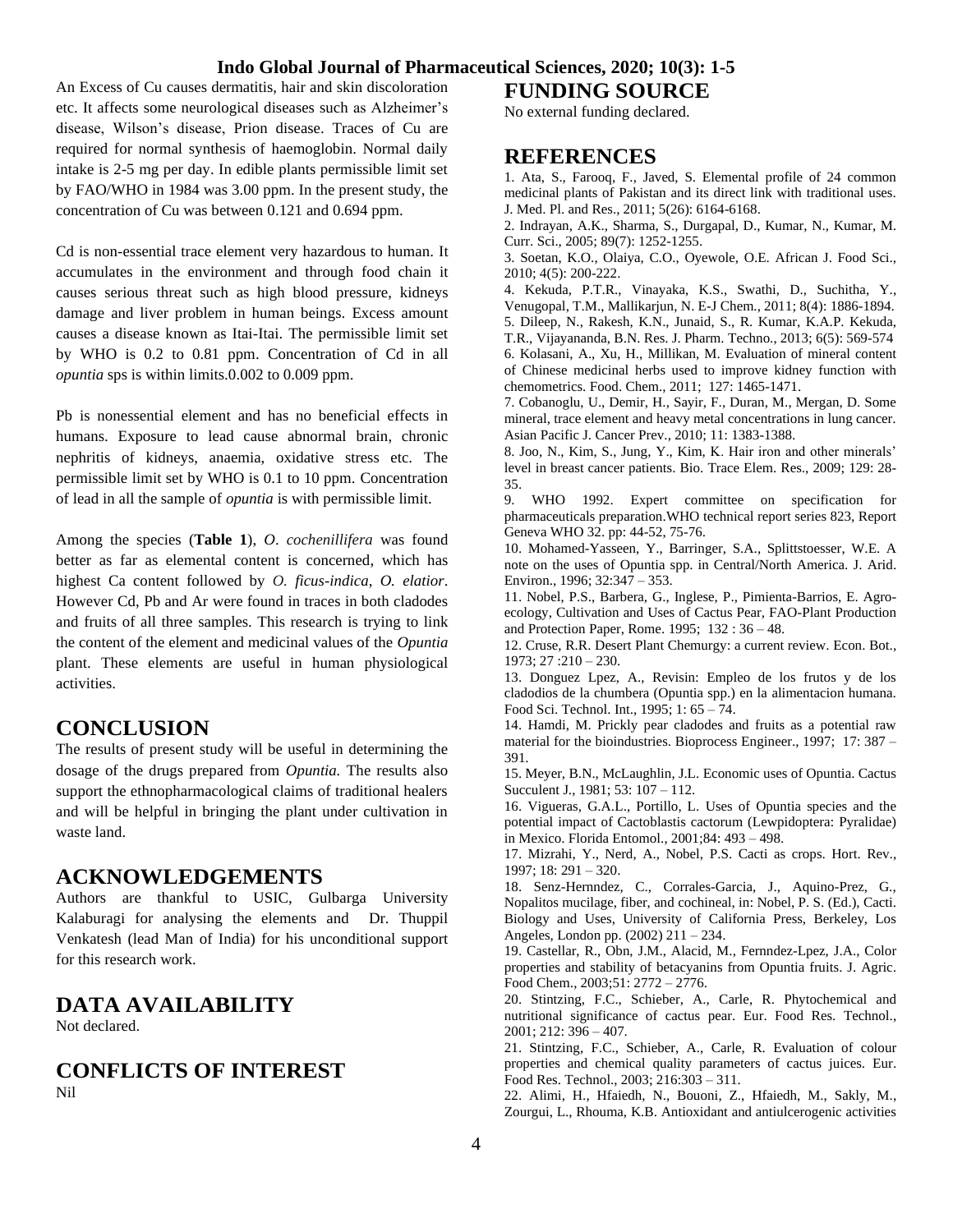An Excess of Cu causes dermatitis, hair and skin discoloration etc. It affects some neurological diseases such as Alzheimer's disease, Wilson's disease, Prion disease. Traces of Cu are required for normal synthesis of haemoglobin. Normal daily intake is 2-5 mg per day. In edible plants permissible limit set by FAO/WHO in 1984 was 3.00 ppm. In the present study, the concentration of Cu was between 0.121 and 0.694 ppm.

Cd is non-essential trace element very hazardous to human. It accumulates in the environment and through food chain it causes serious threat such as high blood pressure, kidneys damage and liver problem in human beings. Excess amount causes a disease known as Itai-Itai. The permissible limit set by WHO is 0.2 to 0.81 ppm. Concentration of Cd in all *opuntia* sps is within limits.0.002 to 0.009 ppm.

Pb is nonessential element and has no beneficial effects in humans. Exposure to lead cause abnormal brain, chronic nephritis of kidneys, anaemia, oxidative stress etc. The permissible limit set by WHO is 0.1 to 10 ppm. Concentration of lead in all the sample of *opuntia* is with permissible limit.

Among the species (**Table 1**), *O. cochenillifera* was found better as far as elemental content is concerned, which has highest Ca content followed by *O. ficus-indica*, *O. elatior*. However Cd, Pb and Ar were found in traces in both cladodes and fruits of all three samples. This research is trying to link the content of the element and medicinal values of the *Opuntia* plant. These elements are useful in human physiological activities.

## CONCLUSION

The results of present study will be useful in determining the dosage of the drugs prepared from *Opuntia.* The results also support the ethnopharmacological claims of traditional healers and will be helpful in bringing the plant under cultivation in waste land.

## ACKNOWLEDGEMENTS

Authors are thankful to USIC, Gulbarga University Kalaburagi for analysing the elements and Dr. Thuppil Venkatesh (lead Man of India) for his unconditional support for this research work.

## DATA AVAILABILITY

Not declared.

## CONFLICTS OF INTEREST

Nil

## FUNDING SOURCE

No external funding declared.

## REFERENCES

1. Ata, S., Farooq, F., Javed, S. Elemental profile of 24 common medicinal plants of Pakistan and its direct link with traditional uses. J. Med. Pl. and Res., 2011; 5(26): 6164-6168.
2. Indrayan, A.K., Sharma, S., Durgapal, D., Kumar, N., Kumar, M. Curr. Sci., 2005; 89(7): 1252-1255.
3. Soetan, K.O., Olaiya, C.O., Oyewole, O.E. African J. Food Sci., 2010; 4(5): 200-222.
4. Kekuda, P.T.R., Vinayaka, K.S., Swathi, D., Suchitha, Y., Venugopal, T.M., Mallikarjun, N. E-J Chem., 2011; 8(4): 1886-1894.
5. Dileep, N., Rakesh, K.N., Junaid, S., R. Kumar, K.A.P. Kekuda, T.R., Vijayananda, B.N. Res. J. Pharm. Techno., 2013; 6(5): 569-574
6. Kolasani, A., Xu, H., Millikan, M. Evaluation of mineral content of Chinese medicinal herbs used to improve kidney function with chemometrics. Food. Chem., 2011; 127: 1465-1471.
7. Cobanoglu, U., Demir, H., Sayir, F., Duran, M., Mergan, D. Some mineral, trace element and heavy metal concentrations in lung cancer. Asian Pacific J. Cancer Prev., 2010; 11: 1383-1388.
8. Joo, N., Kim, S., Jung, Y., Kim, K. Hair iron and other minerals' level in breast cancer patients. Bio. Trace Elem. Res., 2009; 129: 28-35.
9. WHO 1992. Expert committee on specification for pharmaceuticals preparation.WHO technical report series 823, Report Geneva WHO 32. pp: 44-52, 75-76.
10. Mohamed-Yasseen, Y., Barringer, S.A., Splittstoesser, W.E. A note on the uses of Opuntia spp. in Central/North America. J. Arid. Environ., 1996; 32:347 – 353.
11. Nobel, P.S., Barbera, G., Inglese, P., Pimienta-Barrios, E. Agro-ecology, Cultivation and Uses of Cactus Pear, FAO-Plant Production and Protection Paper, Rome. 1995; 132 : 36 – 48.
12. Cruse, R.R. Desert Plant Chemurgy: a current review. Econ. Bot., 1973; 27 :210 – 230.
13. Donguez Lpez, A., Revisin: Empleo de los frutos y de los cladodios de la chumbera (Opuntia spp.) en la alimentacion humana. Food Sci. Technol. Int., 1995; 1: 65 – 74.
14. Hamdi, M. Prickly pear cladodes and fruits as a potential raw material for the bioindustries. Bioprocess Engineer., 1997; 17: 387 – 391.
15. Meyer, B.N., McLaughlin, J.L. Economic uses of Opuntia. Cactus Succulent J., 1981; 53: 107 – 112.
16. Vigueras, G.A.L., Portillo, L. Uses of Opuntia species and the potential impact of Cactoblastis cactorum (Lewpidoptera: Pyralidae) in Mexico. Florida Entomol., 2001;84: 493 – 498.
17. Mizrahi, Y., Nerd, A., Nobel, P.S. Cacti as crops. Hort. Rev., 1997; 18: 291 – 320.
18. Senz-Hernndez, C., Corrales-Garcia, J., Aquino-Prez, G., Nopalitos mucilage, fiber, and cochineal, in: Nobel, P. S. (Ed.), Cacti. Biology and Uses, University of California Press, Berkeley, Los Angeles, London pp. (2002) 211 – 234.
19. Castellar, R., Obn, J.M., Alacid, M., Fernndez-Lpez, J.A., Color properties and stability of betacyanins from Opuntia fruits. J. Agric. Food Chem., 2003;51: 2772 – 2776.
20. Stintzing, F.C., Schieber, A., Carle, R. Phytochemical and nutritional significance of cactus pear. Eur. Food Res. Technol., 2001; 212: 396 – 407.
21. Stintzing, F.C., Schieber, A., Carle, R. Evaluation of colour properties and chemical quality parameters of cactus juices. Eur. Food Res. Technol., 2003; 216:303 – 311.
22. Alimi, H., Hfaiedh, N., Bouoni, Z., Hfaiedh, M., Sakly, M., Zourgui, L., Rhouma, K.B. Antioxidant and antiulcerogenic activities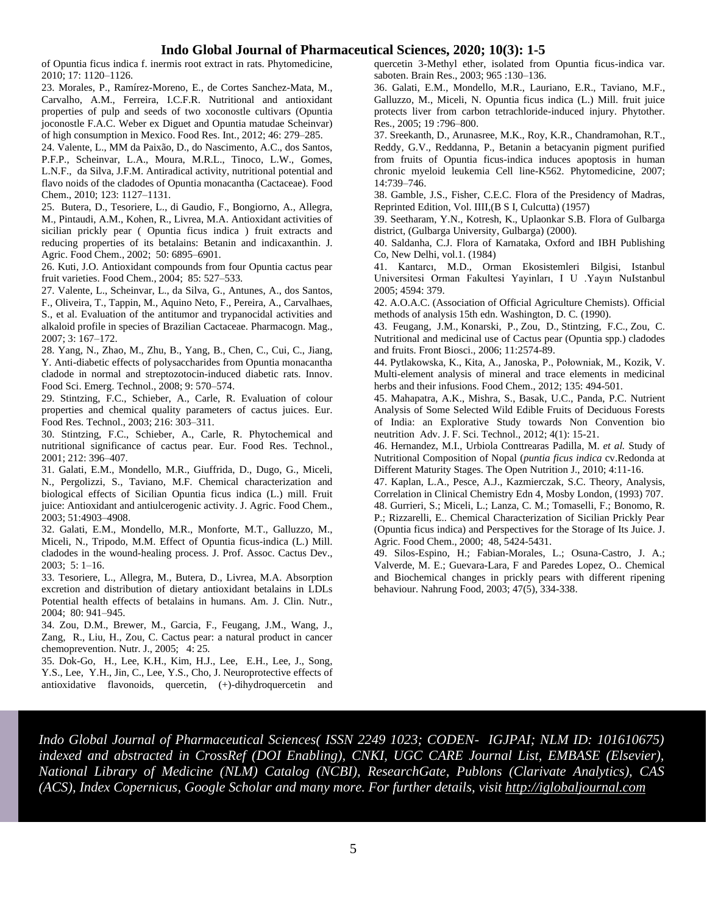of Opuntia ficus indica f. inermis root extract in rats. Phytomedicine, 2010; 17: 1120–1126.

23. Morales, P., Ramírez-Moreno, E., de Cortes Sanchez-Mata, M., Carvalho, A.M., Ferreira, I.C.F.R. Nutritional and antioxidant properties of pulp and seeds of two xoconostle cultivars (Opuntia joconostle F.A.C. Weber ex Diguet and Opuntia matudae Scheinvar) of high consumption in Mexico. Food Res. Int., 2012; 46: 279–285.

24. Valente, L., MM da Paixão, D., do Nascimento, A.C., dos Santos, P.F.P., Scheinvar, L.A., Moura, M.R.L., Tinoco, L.W., Gomes, L.N.F., da Silva, J.F.M. Antiradical activity, nutritional potential and flavo noids of the cladodes of Opuntia monacantha (Cactaceae). Food Chem., 2010; 123: 1127–1131.

25. Butera, D., Tesoriere, L., di Gaudio, F., Bongiorno, A., Allegra, M., Pintaudi, A.M., Kohen, R., Livrea, M.A. Antioxidant activities of sicilian prickly pear ( Opuntia ficus indica ) fruit extracts and reducing properties of its betalains: Betanin and indicaxanthin. J. Agric. Food Chem., 2002; 50: 6895–6901.

26. Kuti, J.O. Antioxidant compounds from four Opuntia cactus pear fruit varieties. Food Chem., 2004; 85: 527–533.

27. Valente, L., Scheinvar, L., da Silva, G., Antunes, A., dos Santos, F., Oliveira, T., Tappin, M., Aquino Neto, F., Pereira, A., Carvalhaes, S., et al. Evaluation of the antitumor and trypanocidal activities and alkaloid profile in species of Brazilian Cactaceae. Pharmacogn. Mag., 2007; 3: 167–172.

28. Yang, N., Zhao, M., Zhu, B., Yang, B., Chen, C., Cui, C., Jiang, Y. Anti-diabetic effects of polysaccharides from Opuntia monacantha cladode in normal and streptozotocin-induced diabetic rats. Innov. Food Sci. Emerg. Technol., 2008; 9: 570–574.

29. Stintzing, F.C., Schieber, A., Carle, R. Evaluation of colour properties and chemical quality parameters of cactus juices. Eur. Food Res. Technol., 2003; 216: 303–311.

30. Stintzing, F.C., Schieber, A., Carle, R. Phytochemical and nutritional significance of cactus pear. Eur. Food Res. Technol., 2001; 212: 396–407.

31. Galati, E.M., Mondello, M.R., Giuffrida, D., Dugo, G., Miceli, N., Pergolizzi, S., Taviano, M.F. Chemical characterization and biological effects of Sicilian Opuntia ficus indica (L.) mill. Fruit juice: Antioxidant and antiulcerogenic activity. J. Agric. Food Chem., 2003; 51:4903–4908.

32. Galati, E.M., Mondello, M.R., Monforte, M.T., Galluzzo, M., Miceli, N., Tripodo, M.M. Effect of Opuntia ficus-indica (L.) Mill. cladodes in the wound-healing process. J. Prof. Assoc. Cactus Dev., 2003; 5: 1–16.

33. Tesoriere, L., Allegra, M., Butera, D., Livrea, M.A. Absorption excretion and distribution of dietary antioxidant betalains in LDLs Potential health effects of betalains in humans. Am. J. Clin. Nutr., 2004; 80: 941–945.

34. Zou, D.M., Brewer, M., Garcia, F., Feugang, J.M., Wang, J., Zang, R., Liu, H., Zou, C. Cactus pear: a natural product in cancer chemoprevention. Nutr. J., 2005; 4: 25.

35. Dok-Go, H., Lee, K.H., Kim, H.J., Lee, E.H., Lee, J., Song, Y.S., Lee, Y.H., Jin, C., Lee, Y.S., Cho, J. Neuroprotective effects of antioxidative flavonoids, quercetin, (+)-dihydroquercetin and quercetin 3-Methyl ether, isolated from Opuntia ficus-indica var. saboten. Brain Res., 2003; 965 :130–136.

36. Galati, E.M., Mondello, M.R., Lauriano, E.R., Taviano, M.F., Galluzzo, M., Miceli, N. Opuntia ficus indica (L.) Mill. fruit juice protects liver from carbon tetrachloride-induced injury. Phytother. Res., 2005; 19 :796–800.

37. Sreekanth, D., Arunasree, M.K., Roy, K.R., Chandramohan, R.T., Reddy, G.V., Reddanna, P., Betanin a betacyanin pigment purified from fruits of Opuntia ficus-indica induces apoptosis in human chronic myeloid leukemia Cell line-K562. Phytomedicine, 2007; 14:739–746.

38. Gamble, J.S., Fisher, C.E.C. Flora of the Presidency of Madras, Reprinted Edition, Vol. IIII,(B S I, Culcutta) (1957)

39. Seetharam, Y.N., Kotresh, K., Uplaonkar S.B. Flora of Gulbarga district, (Gulbarga University, Gulbarga) (2000).

40. Saldanha, C.J. Flora of Karnataka, Oxford and IBH Publishing Co, New Delhi, vol.1. (1984)

41. Kantarcı, M.D., Orman Ekosistemleri Bilgisi, Istanbul Universitesi Orman Fakultesi Yayinları, I U .Yayın NuIstanbul 2005; 4594: 379.

42. A.O.A.C. (Association of Official Agriculture Chemists). Official methods of analysis 15th edn. Washington, D. C. (1990).

43. Feugang, J.M., Konarski, P., Zou, D., Stintzing, F.C., Zou, C. Nutritional and medicinal use of Cactus pear (Opuntia spp.) cladodes and fruits. Front Biosci., 2006; 11:2574-89.

44. Pytlakowska, K., Kita, A., Janoska, P., Połowniak, M., Kozik, V. Multi-element analysis of mineral and trace elements in medicinal herbs and their infusions. Food Chem., 2012; 135: 494-501.

45. Mahapatra, A.K., Mishra, S., Basak, U.C., Panda, P.C. Nutrient Analysis of Some Selected Wild Edible Fruits of Deciduous Forests of India: an Explorative Study towards Non Convention bio neutrition Adv. J. F. Sci. Technol., 2012; 4(1): 15-21.

46. Hernandez, M.I., Urbiola Conttrearas Padilla, M. *et al.* Study of Nutritional Composition of Nopal (*puntia ficus indica* cv.Redonda at Different Maturity Stages. The Open Nutrition J., 2010; 4:11-16.

47. Kaplan, L.A., Pesce, A.J., Kazmierczak, S.C. Theory, Analysis, Correlation in Clinical Chemistry Edn 4, Mosby London, (1993) 707.

48. Gurrieri, S.; Miceli, L.; Lanza, C. M.; Tomaselli, F.; Bonomo, R. P.; Rizzarelli, E.. Chemical Characterization of Sicilian Prickly Pear (Opuntia ficus indica) and Perspectives for the Storage of Its Juice. J. Agric. Food Chem., 2000; 48, 5424-5431.

49. Silos-Espino, H.; Fabian-Morales, L.; Osuna-Castro, J. A.; Valverde, M. E.; Guevara-Lara, F and Paredes Lopez, O.. Chemical and Biochemical changes in prickly pears with different ripening behaviour. Nahrung Food, 2003; 47(5), 334-338.

*Indo Global Journal of Pharmaceutical Sciences( ISSN 2249 1023; CODEN- IGJPAI; NLM ID: 101610675) indexed and abstracted in CrossRef (DOI Enabling), CNKI, UGC CARE Journal List, EMBASE (Elsevier), National Library of Medicine (NLM) Catalog (NCBI), ResearchGate, Publons (Clarivate Analytics), CAS (ACS), Index Copernicus, Google Scholar and many more. For further details, visit http://iglobaljournal.com*